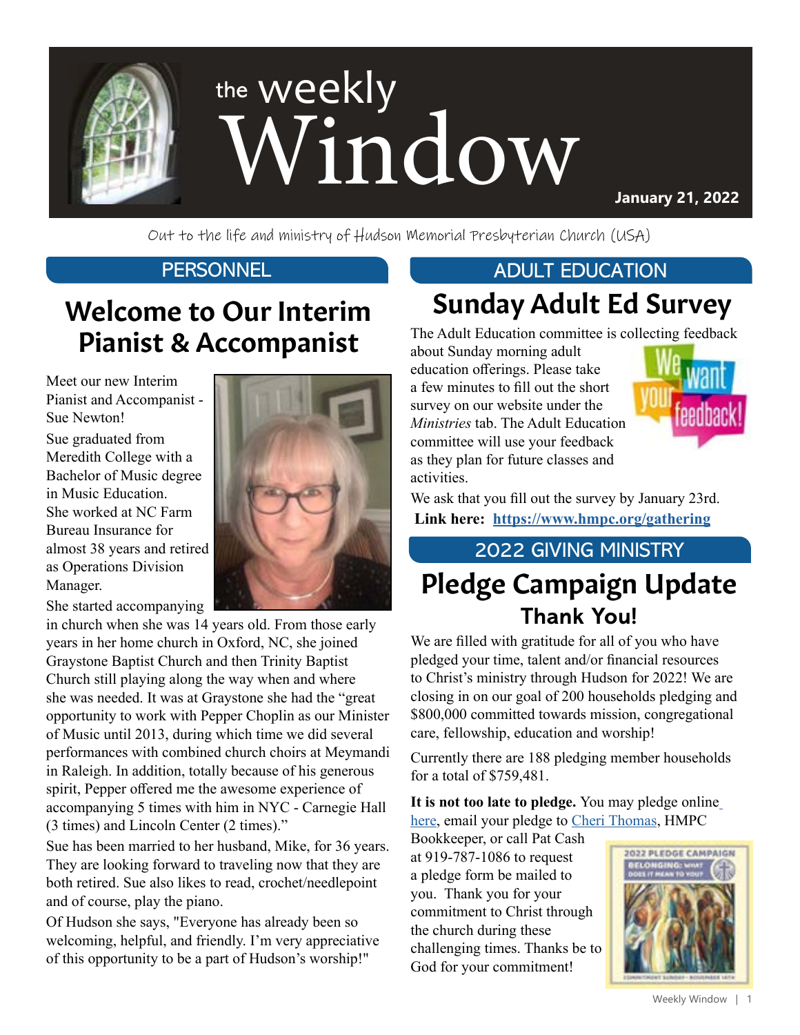# the weekly Window

**January 21, 2022**

Out to the life and ministry of Hudson Memorial Presbyterian Church (USA)

## PERSONNEL

## Welcome to Our Interim Pianist & Accompanist

Meet our new Interim Pianist and Accompanist - Sue Newton!

Sue graduated from Meredith College with a Bachelor of Music degree in Music Education. She worked at NC Farm Bureau Insurance for almost 38 years and retired as Operations Division Manager.

She started accompanying in church when she was 14 years old. From those early years in her home church in Oxford, NC, she joined Graystone Baptist Church and then Trinity Baptist Church still playing along the way when and where she was needed. It was at Graystone she had the "great opportunity to work with Pepper Choplin as our Minister of Music until 2013, during which time we did several performances with combined church choirs at Meymandi in Raleigh. In addition, totally because of his generous spirit, Pepper offered me the awesome experience of accompanying 5 times with him in NYC - Carnegie Hall (3 times) and Lincoln Center (2 times)."

Sue has been married to her husband, Mike, for 36 years. They are looking forward to traveling now that they are both retired. Sue also likes to read, crochet/needlepoint and of course, play the piano.

Of Hudson she says, "Everyone has already been so welcoming, helpful, and friendly. I'm very appreciative of this opportunity to be a part of Hudson's worship!"

## ADULT EDUCATION

## Sunday Adult Ed Survey

The Adult Education committee is collecting feedback about Sunday morning adult education offerings. Please take a few minutes to fill out the short survey on our website under the *Ministries* tab. The Adult Education committee will use your feedback as they plan for future classes and activities.

We ask that you fill out the survey by January 23rd.

**Link here: https://www.hmpc.org/gathering**

## 2022 GIVING MINISTRY

## Pledge Campaign Update

### Thank You!

We are filled with gratitude for all of you who have pledged your time, talent and/or financial resources to Christ's ministry through Hudson for 2022! We are closing in on our goal of 200 households pledging and $800,000 committed towards mission, congregational care, fellowship, education and worship!

Currently there are 188 pledging member households for a total of $759,481.

**It is not too late to pledge.** You may pledge online here, email your pledge to Cheri Thomas, HMPC Bookkeeper, or call Pat Cash at 919-787-1086 to request a pledge form be mailed to you. Thank you for your commitment to Christ through the church during these challenging times. Thanks be to God for your commitment!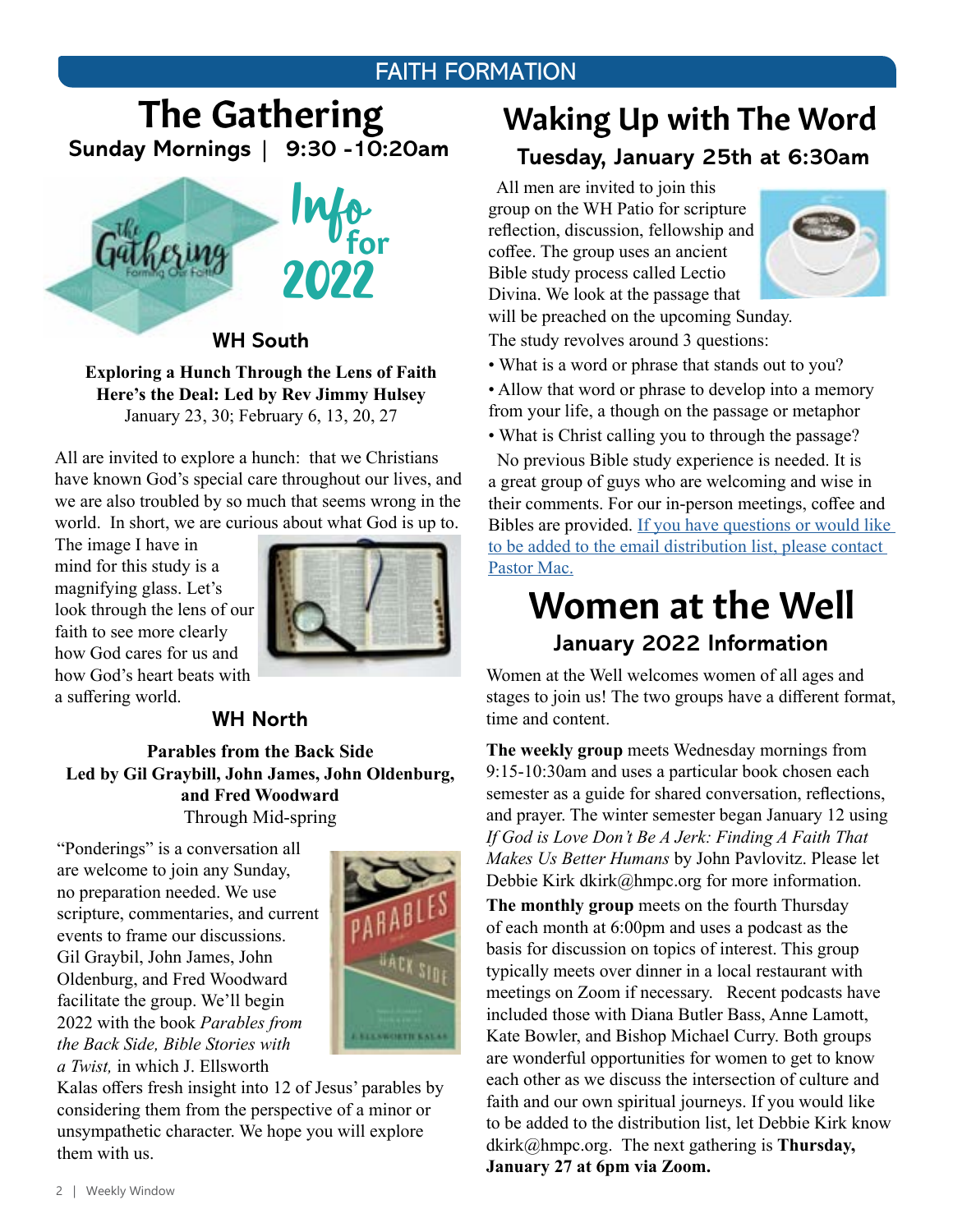# FAITH FORMATION

## The Gathering

**Sunday Mornings | 9:30 -10:20am**

Info for 2022

### WH South

**Exploring a Hunch Through the Lens of Faith**
**Here's the Deal: Led by Rev Jimmy Hulsey**
January 23, 30; February 6, 13, 20, 27

All are invited to explore a hunch: that we Christians have known God's special care throughout our lives, and we are also troubled by so much that seems wrong in the world. In short, we are curious about what God is up to. The image I have in mind for this study is a magnifying glass. Let's look through the lens of our faith to see more clearly how God cares for us and how God's heart beats with a suffering world.

### WH North

**Parables from the Back Side**
**Led by Gil Graybill, John James, John Oldenburg, and Fred Woodward**
Through Mid-spring

"Ponderings" is a conversation all are welcome to join any Sunday, no preparation needed. We use scripture, commentaries, and current events to frame our discussions. Gil Graybil, John James, John Oldenburg, and Fred Woodward facilitate the group. We'll begin 2022 with the book *Parables from the Back Side, Bible Stories with a Twist,* in which J. Ellsworth Kalas offers fresh insight into 12 of Jesus' parables by considering them from the perspective of a minor or unsympathetic character. We hope you will explore them with us.

## Waking Up with The Word

**Tuesday, January 25th at 6:30am**

All men are invited to join this group on the WH Patio for scripture reflection, discussion, fellowship and coffee. The group uses an ancient Bible study process called Lectio Divina. We look at the passage that will be preached on the upcoming Sunday. The study revolves around 3 questions:

- What is a word or phrase that stands out to you?
- Allow that word or phrase to develop into a memory from your life, a though on the passage or metaphor
- What is Christ calling you to through the passage?

No previous Bible study experience is needed. It is a great group of guys who are welcoming and wise in their comments. For our in-person meetings, coffee and Bibles are provided. If you have questions or would like to be added to the email distribution list, please contact Pastor Mac.

## Women at the Well

**January 2022 Information**

Women at the Well welcomes women of all ages and stages to join us! The two groups have a different format, time and content.

**The weekly group** meets Wednesday mornings from 9:15-10:30am and uses a particular book chosen each semester as a guide for shared conversation, reflections, and prayer. The winter semester began January 12 using *If God is Love Don't Be A Jerk: Finding A Faith That Makes Us Better Humans* by John Pavlovitz. Please let Debbie Kirk dkirk@hmpc.org for more information.

**The monthly group** meets on the fourth Thursday of each month at 6:00pm and uses a podcast as the basis for discussion on topics of interest. This group typically meets over dinner in a local restaurant with meetings on Zoom if necessary. Recent podcasts have included those with Diana Butler Bass, Anne Lamott, Kate Bowler, and Bishop Michael Curry. Both groups are wonderful opportunities for women to get to know each other as we discuss the intersection of culture and faith and our own spiritual journeys. If you would like to be added to the distribution list, let Debbie Kirk know dkirk@hmpc.org. The next gathering is **Thursday, January 27 at 6pm via Zoom.**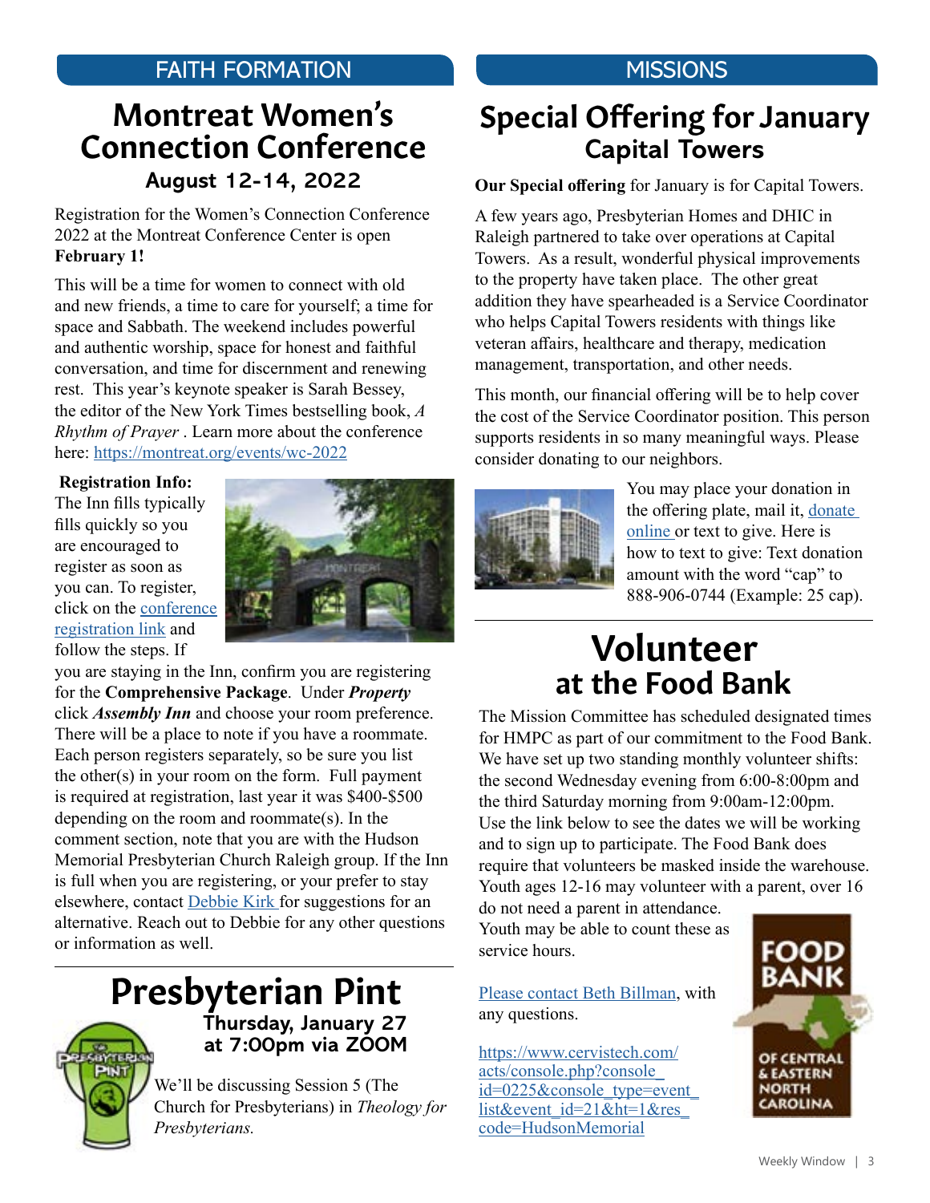## FAITH FORMATION

# Montreat Women's Connection Conference

### August 12-14, 2022

Registration for the Women's Connection Conference 2022 at the Montreat Conference Center is open **February 1!**

This will be a time for women to connect with old and new friends, a time to care for yourself; a time for space and Sabbath. The weekend includes powerful and authentic worship, space for honest and faithful conversation, and time for discernment and renewing rest. This year's keynote speaker is Sarah Bessey, the editor of the New York Times bestselling book, *A Rhythm of Prayer* . Learn more about the conference here: https://montreat.org/events/wc-2022

**Registration Info:** The Inn fills typically fills quickly so you are encouraged to register as soon as you can. To register, click on the conference registration link and follow the steps. If you are staying in the Inn, confirm you are registering for the **Comprehensive Package**. Under ***Property*** click ***Assembly Inn*** and choose your room preference. There will be a place to note if you have a roommate. Each person registers separately, so be sure you list the other(s) in your room on the form. Full payment is required at registration, last year it was $400-$500 depending on the room and roommate(s). In the comment section, note that you are with the Hudson Memorial Presbyterian Church Raleigh group. If the Inn is full when you are registering, or your prefer to stay elsewhere, contact Debbie Kirk for suggestions for an alternative. Reach out to Debbie for any other questions or information as well.

# Presbyterian Pint

### Thursday, January 27 at 7:00pm via ZOOM

We'll be discussing Session 5 (The Church for Presbyterians) in *Theology for Presbyterians.*

## MISSIONS

# Special Offering for January

## Capital Towers

**Our Special offering** for January is for Capital Towers.

A few years ago, Presbyterian Homes and DHIC in Raleigh partnered to take over operations at Capital Towers. As a result, wonderful physical improvements to the property have taken place. The other great addition they have spearheaded is a Service Coordinator who helps Capital Towers residents with things like veteran affairs, healthcare and therapy, medication management, transportation, and other needs.

This month, our financial offering will be to help cover the cost of the Service Coordinator position. This person supports residents in so many meaningful ways. Please consider donating to our neighbors.

You may place your donation in the offering plate, mail it, donate online or text to give. Here is how to text to give: Text donation amount with the word "cap" to 888-906-0744 (Example: 25 cap).

# Volunteer

## at the Food Bank

The Mission Committee has scheduled designated times for HMPC as part of our commitment to the Food Bank. We have set up two standing monthly volunteer shifts: the second Wednesday evening from 6:00-8:00pm and the third Saturday morning from 9:00am-12:00pm. Use the link below to see the dates we will be working and to sign up to participate. The Food Bank does require that volunteers be masked inside the warehouse. Youth ages 12-16 may volunteer with a parent, over 16 do not need a parent in attendance. Youth may be able to count these as service hours.

Please contact Beth Billman, with any questions.

https://www.cervistech.com/acts/console.php?console_id=0225&console_type=event_list&event_id=21&ht=1&res_code=HudsonMemorial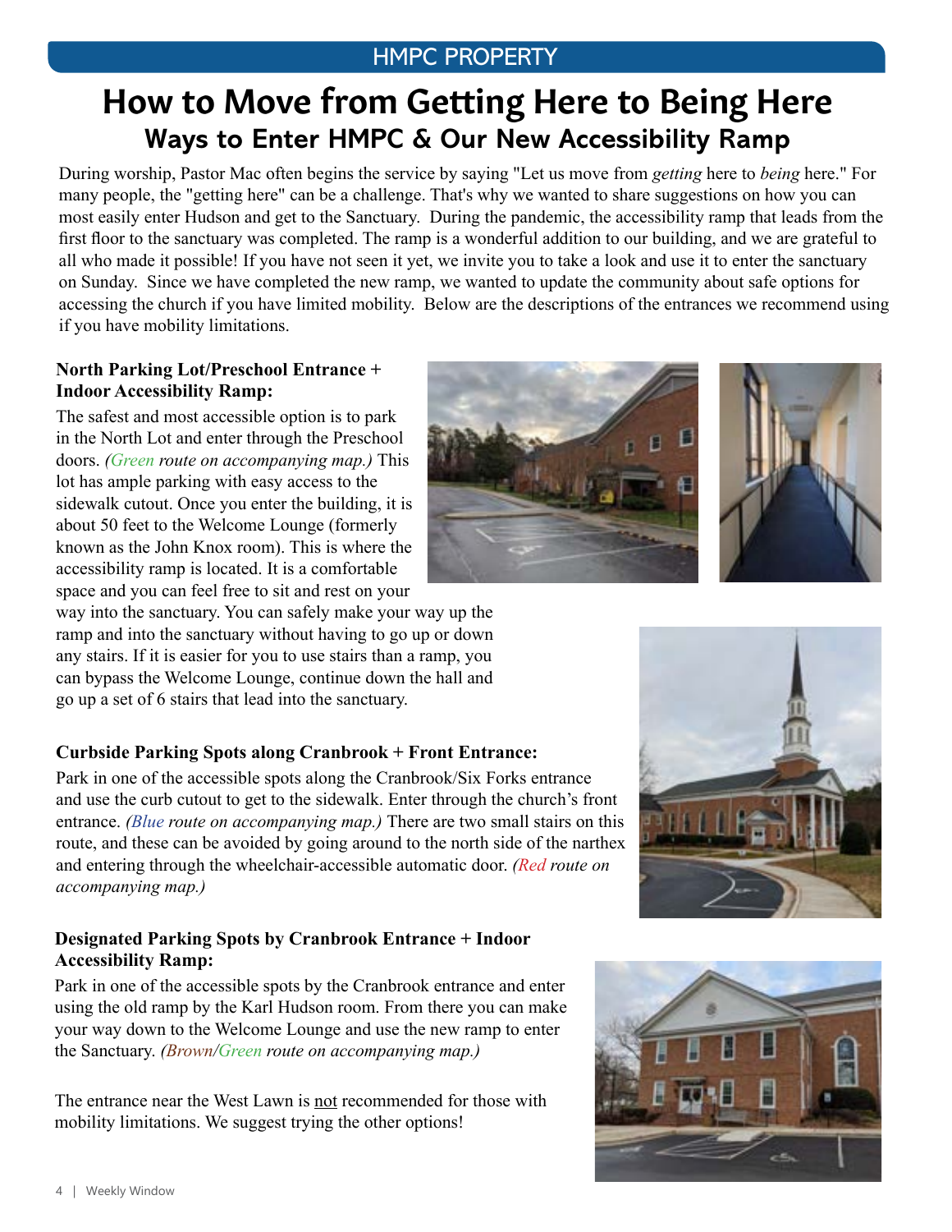HMPC PROPERTY

# How to Move from Getting Here to Being Here

## Ways to Enter HMPC & Our New Accessibility Ramp

During worship, Pastor Mac often begins the service by saying "Let us move from *getting* here to *being* here." For many people, the "getting here" can be a challenge. That's why we wanted to share suggestions on how you can most easily enter Hudson and get to the Sanctuary. During the pandemic, the accessibility ramp that leads from the first floor to the sanctuary was completed. The ramp is a wonderful addition to our building, and we are grateful to all who made it possible! If you have not seen it yet, we invite you to take a look and use it to enter the sanctuary on Sunday. Since we have completed the new ramp, we wanted to update the community about safe options for accessing the church if you have limited mobility. Below are the descriptions of the entrances we recommend using if you have mobility limitations.

**North Parking Lot/Preschool Entrance + Indoor Accessibility Ramp:**

The safest and most accessible option is to park in the North Lot and enter through the Preschool doors. *(Green route on accompanying map.)* This lot has ample parking with easy access to the sidewalk cutout. Once you enter the building, it is about 50 feet to the Welcome Lounge (formerly known as the John Knox room). This is where the accessibility ramp is located. It is a comfortable space and you can feel free to sit and rest on your way into the sanctuary. You can safely make your way up the ramp and into the sanctuary without having to go up or down any stairs. If it is easier for you to use stairs than a ramp, you can bypass the Welcome Lounge, continue down the hall and go up a set of 6 stairs that lead into the sanctuary.

**Curbside Parking Spots along Cranbrook + Front Entrance:**

Park in one of the accessible spots along the Cranbrook/Six Forks entrance and use the curb cutout to get to the sidewalk. Enter through the church's front entrance. *(Blue route on accompanying map.)* There are two small stairs on this route, and these can be avoided by going around to the north side of the narthex and entering through the wheelchair-accessible automatic door. *(Red route on accompanying map.)*

**Designated Parking Spots by Cranbrook Entrance + Indoor Accessibility Ramp:**

Park in one of the accessible spots by the Cranbrook entrance and enter using the old ramp by the Karl Hudson room. From there you can make your way down to the Welcome Lounge and use the new ramp to enter the Sanctuary. *(Brown/Green route on accompanying map.)*

The entrance near the West Lawn is not recommended for those with mobility limitations. We suggest trying the other options!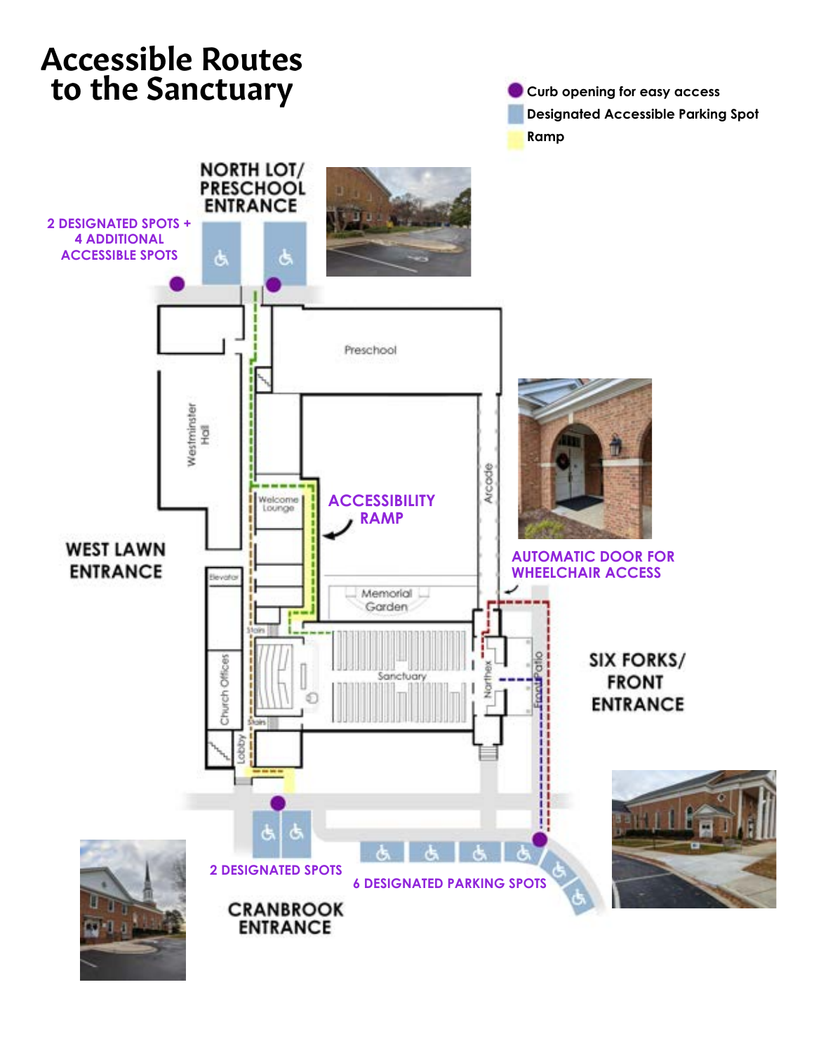# Accessible Routes to the Sanctuary

- Curb opening for easy access
- Designated Accessible Parking Spot
- Ramp

NORTH LOT/ PRESCHOOL ENTRANCE

2 DESIGNATED SPOTS + 4 ADDITIONAL ACCESSIBLE SPOTS

Preschool

Westminster Hall

Welcome Lounge

ACCESSIBILITY RAMP

Arcade

AUTOMATIC DOOR FOR WHEELCHAIR ACCESS

WEST LAWN ENTRANCE

Elevator

Memorial Garden

Stairs

Church Offices

Sanctuary

Narthex

Front Patio

SIX FORKS/ FRONT ENTRANCE

Stairs

Lobby

2 DESIGNATED SPOTS

6 DESIGNATED PARKING SPOTS

CRANBROOK ENTRANCE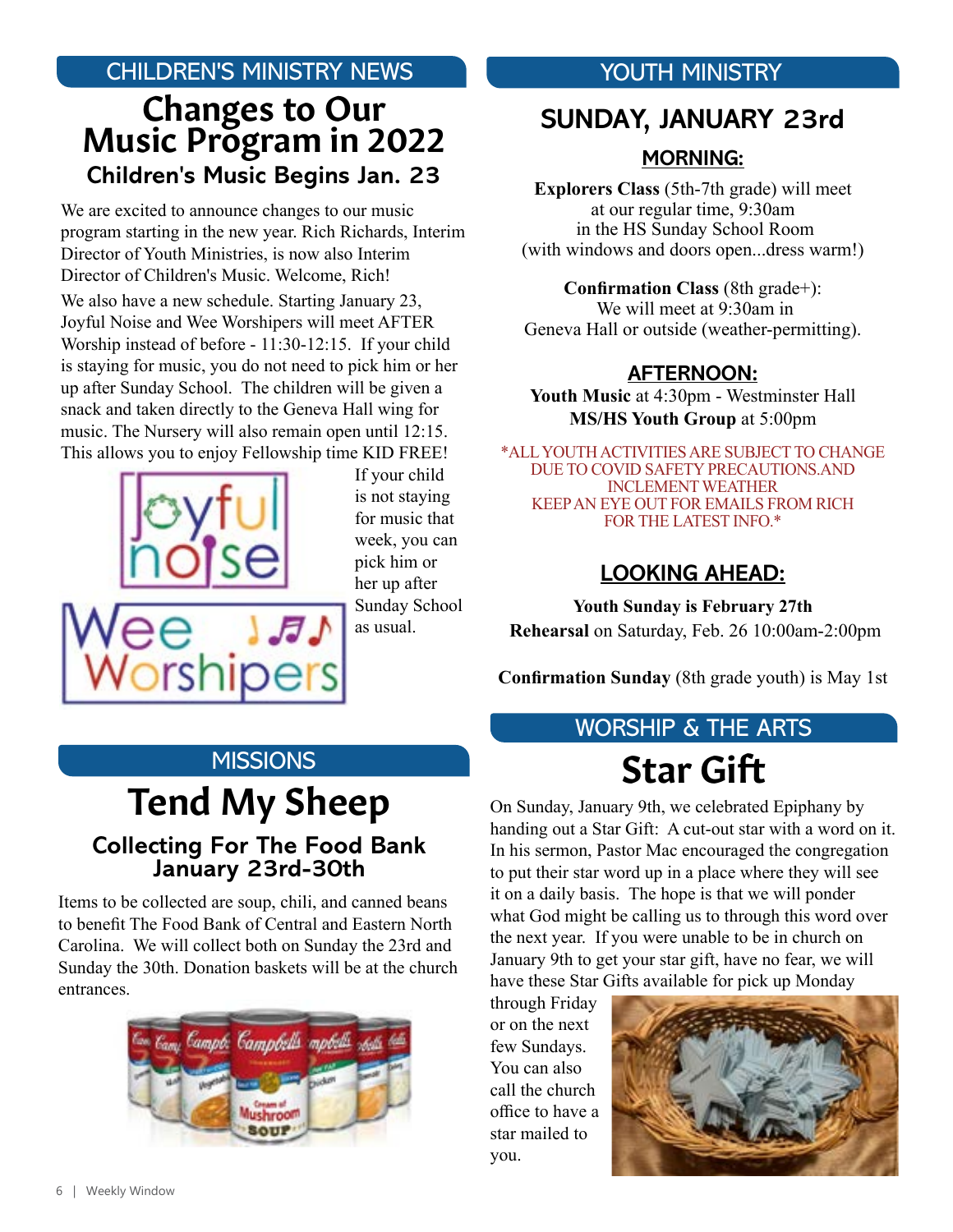## CHILDREN'S MINISTRY NEWS

# Changes to Our Music Program in 2022

### Children's Music Begins Jan. 23

We are excited to announce changes to our music program starting in the new year. Rich Richards, Interim Director of Youth Ministries, is now also Interim Director of Children's Music. Welcome, Rich!

We also have a new schedule. Starting January 23, Joyful Noise and Wee Worshipers will meet AFTER Worship instead of before - 11:30-12:15. If your child is staying for music, you do not need to pick him or her up after Sunday School. The children will be given a snack and taken directly to the Geneva Hall wing for music. The Nursery will also remain open until 12:15. This allows you to enjoy Fellowship time KID FREE!

If your child is not staying for music that week, you can pick him or her up after Sunday School as usual.

## MISSIONS

# Tend My Sheep

### Collecting For The Food Bank January 23rd-30th

Items to be collected are soup, chili, and canned beans to benefit The Food Bank of Central and Eastern North Carolina. We will collect both on Sunday the 23rd and Sunday the 30th. Donation baskets will be at the church entrances.

## YOUTH MINISTRY

## SUNDAY, JANUARY 23rd

### MORNING:

**Explorers Class** (5th-7th grade) will meet at our regular time, 9:30am in the HS Sunday School Room (with windows and doors open...dress warm!)

**Confirmation Class** (8th grade+): We will meet at 9:30am in Geneva Hall or outside (weather-permitting).

### AFTERNOON:

**Youth Music** at 4:30pm - Westminster Hall
**MS/HS Youth Group** at 5:00pm

*ALL YOUTH ACTIVITIES ARE SUBJECT TO CHANGE DUE TO COVID SAFETY PRECAUTIONS.AND INCLEMENT WEATHER KEEP AN EYE OUT FOR EMAILS FROM RICH FOR THE LATEST INFO.*

### LOOKING AHEAD:

**Youth Sunday is February 27th**
**Rehearsal** on Saturday, Feb. 26 10:00am-2:00pm

**Confirmation Sunday** (8th grade youth) is May 1st

## WORSHIP & THE ARTS

# Star Gift

On Sunday, January 9th, we celebrated Epiphany by handing out a Star Gift: A cut-out star with a word on it. In his sermon, Pastor Mac encouraged the congregation to put their star word up in a place where they will see it on a daily basis. The hope is that we will ponder what God might be calling us to through this word over the next year. If you were unable to be in church on January 9th to get your star gift, have no fear, we will have these Star Gifts available for pick up Monday through Friday or on the next few Sundays. You can also call the church office to have a star mailed to you.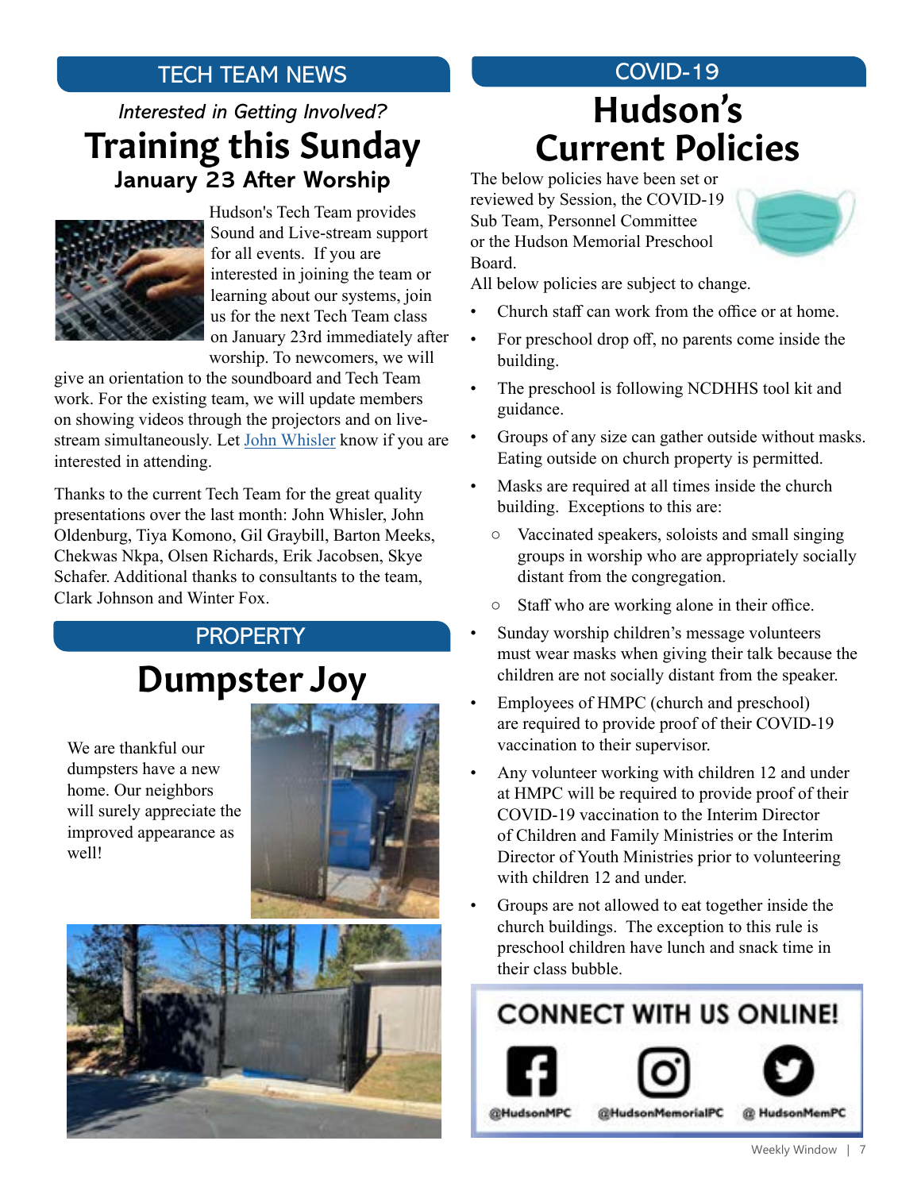## TECH TEAM NEWS

*Interested in Getting Involved?*

# Training this Sunday

### January 23 After Worship

Hudson's Tech Team provides Sound and Live-stream support for all events. If you are interested in joining the team or learning about our systems, join us for the next Tech Team class on January 23rd immediately after worship. To newcomers, we will give an orientation to the soundboard and Tech Team work. For the existing team, we will update members on showing videos through the projectors and on live-stream simultaneously. Let John Whisler know if you are interested in attending.

Thanks to the current Tech Team for the great quality presentations over the last month: John Whisler, John Oldenburg, Tiya Komono, Gil Graybill, Barton Meeks, Chekwas Nkpa, Olsen Richards, Erik Jacobsen, Skye Schafer. Additional thanks to consultants to the team, Clark Johnson and Winter Fox.

## PROPERTY

# Dumpster Joy

We are thankful our dumpsters have a new home. Our neighbors will surely appreciate the improved appearance as well!

## COVID-19

# Hudson's Current Policies

The below policies have been set or reviewed by Session, the COVID-19 Sub Team, Personnel Committee or the Hudson Memorial Preschool Board.

All below policies are subject to change.

- Church staff can work from the office or at home.
- For preschool drop off, no parents come inside the building.
- The preschool is following NCDHHS tool kit and guidance.
- Groups of any size can gather outside without masks. Eating outside on church property is permitted.
- Masks are required at all times inside the church building. Exceptions to this are:
  - Vaccinated speakers, soloists and small singing groups in worship who are appropriately socially distant from the congregation.
  - Staff who are working alone in their office.
- Sunday worship children's message volunteers must wear masks when giving their talk because the children are not socially distant from the speaker.
- Employees of HMPC (church and preschool) are required to provide proof of their COVID-19 vaccination to their supervisor.
- Any volunteer working with children 12 and under at HMPC will be required to provide proof of their COVID-19 vaccination to the Interim Director of Children and Family Ministries or the Interim Director of Youth Ministries prior to volunteering with children 12 and under.
- Groups are not allowed to eat together inside the church buildings. The exception to this rule is preschool children have lunch and snack time in their class bubble.

**CONNECT WITH US ONLINE!**

@HudsonMPC @HudsonMemorialPC @ HudsonMemPC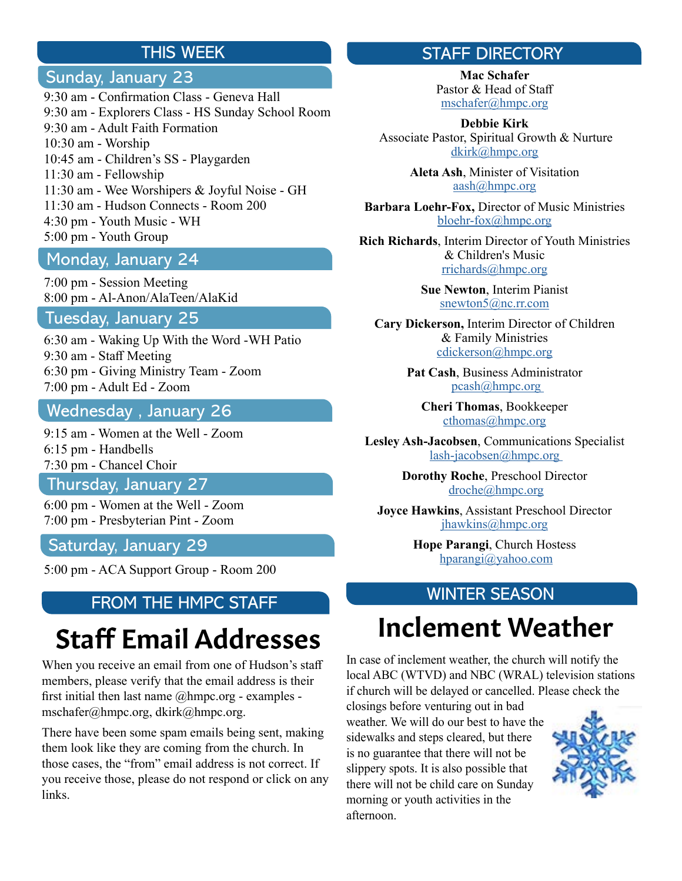## THIS WEEK

### Sunday, January 23

9:30 am - Confirmation Class - Geneva Hall
9:30 am - Explorers Class - HS Sunday School Room
9:30 am - Adult Faith Formation
10:30 am - Worship
10:45 am - Children's SS - Playgarden
11:30 am - Fellowship
11:30 am - Wee Worshipers & Joyful Noise - GH
11:30 am - Hudson Connects - Room 200
4:30 pm - Youth Music - WH
5:00 pm - Youth Group

### Monday, January 24

7:00 pm - Session Meeting
8:00 pm - Al-Anon/AlaTeen/AlaKid

### Tuesday, January 25

6:30 am - Waking Up With the Word -WH Patio
9:30 am - Staff Meeting
6:30 pm - Giving Ministry Team - Zoom
7:00 pm - Adult Ed - Zoom

### Wednesday , January 26

9:15 am - Women at the Well - Zoom
6:15 pm - Handbells
7:30 pm - Chancel Choir

### Thursday, January 27

6:00 pm - Women at the Well - Zoom
7:00 pm - Presbyterian Pint - Zoom

### Saturday, January 29

5:00 pm - ACA Support Group - Room 200

## FROM THE HMPC STAFF

# Staff Email Addresses

When you receive an email from one of Hudson's staff members, please verify that the email address is their first initial then last name @hmpc.org - examples - mschafer@hmpc.org, dkirk@hmpc.org.

There have been some spam emails being sent, making them look like they are coming from the church. In those cases, the "from" email address is not correct. If you receive those, please do not respond or click on any links.

## STAFF DIRECTORY

**Mac Schafer**
Pastor & Head of Staff
mschafer@hmpc.org

**Debbie Kirk**
Associate Pastor, Spiritual Growth & Nurture
dkirk@hmpc.org

**Aleta Ash**, Minister of Visitation
aash@hmpc.org

**Barbara Loehr-Fox,** Director of Music Ministries
bloehr-fox@hmpc.org

**Rich Richards**, Interim Director of Youth Ministries & Children's Music
rrichards@hmpc.org

**Sue Newton**, Interim Pianist
snewton5@nc.rr.com

**Cary Dickerson,** Interim Director of Children & Family Ministries
cdickerson@hmpc.org

**Pat Cash**, Business Administrator
pcash@hmpc.org

**Cheri Thomas**, Bookkeeper
cthomas@hmpc.org

**Lesley Ash-Jacobsen**, Communications Specialist
lash-jacobsen@hmpc.org

**Dorothy Roche**, Preschool Director
droche@hmpc.org

**Joyce Hawkins**, Assistant Preschool Director
jhawkins@hmpc.org

**Hope Parangi**, Church Hostess
hparangi@yahoo.com

## WINTER SEASON

# Inclement Weather

In case of inclement weather, the church will notify the local ABC (WTVD) and NBC (WRAL) television stations if church will be delayed or cancelled. Please check the closings before venturing out in bad weather. We will do our best to have the sidewalks and steps cleared, but there is no guarantee that there will not be slippery spots. It is also possible that there will not be child care on Sunday morning or youth activities in the afternoon.